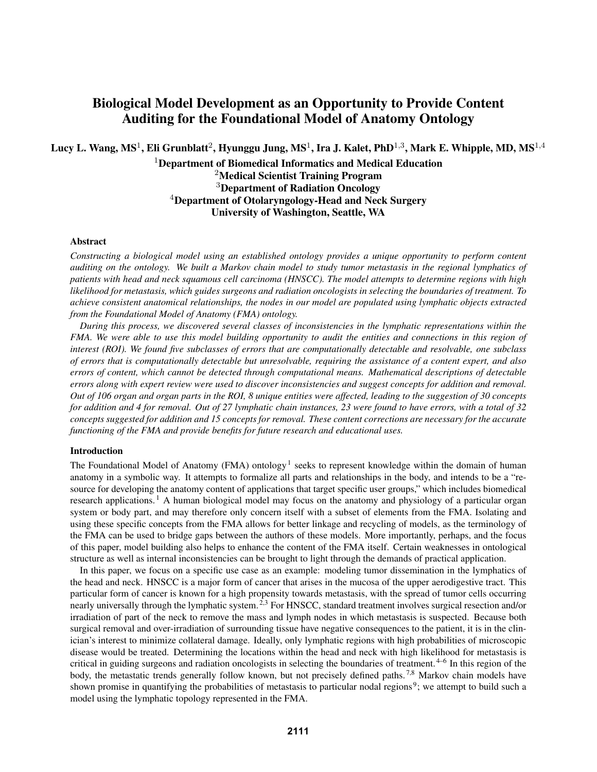# Biological Model Development as an Opportunity to Provide Content Auditing for the Foundational Model of Anatomy Ontology

**Lucy L. Wang, MS[1], Eli Grunblatt[2], Hyunggu Jung, MS[1], Ira J. Kalet, PhD[1,3], Mark E. Whipple, MD, MS[1,4]**

**[1]Department of Biomedical Informatics and Medical Education**
**[2]Medical Scientist Training Program**
**[3]Department of Radiation Oncology**
**[4]Department of Otolaryngology-Head and Neck Surgery**
**University of Washington, Seattle, WA**

### Abstract

*Constructing a biological model using an established ontology provides a unique opportunity to perform content auditing on the ontology. We built a Markov chain model to study tumor metastasis in the regional lymphatics of patients with head and neck squamous cell carcinoma (HNSCC). The model attempts to determine regions with high likelihood for metastasis, which guides surgeons and radiation oncologists in selecting the boundaries of treatment. To achieve consistent anatomical relationships, the nodes in our model are populated using lymphatic objects extracted from the Foundational Model of Anatomy (FMA) ontology.*

*During this process, we discovered several classes of inconsistencies in the lymphatic representations within the FMA. We were able to use this model building opportunity to audit the entities and connections in this region of interest (ROI). We found five subclasses of errors that are computationally detectable and resolvable, one subclass of errors that is computationally detectable but unresolvable, requiring the assistance of a content expert, and also errors of content, which cannot be detected through computational means. Mathematical descriptions of detectable errors along with expert review were used to discover inconsistencies and suggest concepts for addition and removal. Out of 106 organ and organ parts in the ROI, 8 unique entities were affected, leading to the suggestion of 30 concepts for addition and 4 for removal. Out of 27 lymphatic chain instances, 23 were found to have errors, with a total of 32 concepts suggested for addition and 15 concepts for removal. These content corrections are necessary for the accurate functioning of the FMA and provide benefits for future research and educational uses.*

### Introduction

The Foundational Model of Anatomy (FMA) ontology[1] seeks to represent knowledge within the domain of human anatomy in a symbolic way. It attempts to formalize all parts and relationships in the body, and intends to be a "resource for developing the anatomy content of applications that target specific user groups," which includes biomedical research applications.[1] A human biological model may focus on the anatomy and physiology of a particular organ system or body part, and may therefore only concern itself with a subset of elements from the FMA. Isolating and using these specific concepts from the FMA allows for better linkage and recycling of models, as the terminology of the FMA can be used to bridge gaps between the authors of these models. More importantly, perhaps, and the focus of this paper, model building also helps to enhance the content of the FMA itself. Certain weaknesses in ontological structure as well as internal inconsistencies can be brought to light through the demands of practical application.

In this paper, we focus on a specific use case as an example: modeling tumor dissemination in the lymphatics of the head and neck. HNSCC is a major form of cancer that arises in the mucosa of the upper aerodigestive tract. This particular form of cancer is known for a high propensity towards metastasis, with the spread of tumor cells occurring nearly universally through the lymphatic system.[2,3] For HNSCC, standard treatment involves surgical resection and/or irradiation of part of the neck to remove the mass and lymph nodes in which metastasis is suspected. Because both surgical removal and over-irradiation of surrounding tissue have negative consequences to the patient, it is in the clinician's interest to minimize collateral damage. Ideally, only lymphatic regions with high probabilities of microscopic disease would be treated. Determining the locations within the head and neck with high likelihood for metastasis is critical in guiding surgeons and radiation oncologists in selecting the boundaries of treatment.[4–6] In this region of the body, the metastatic trends generally follow known, but not precisely defined paths.[7,8] Markov chain models have shown promise in quantifying the probabilities of metastasis to particular nodal regions[9]; we attempt to build such a model using the lymphatic topology represented in the FMA.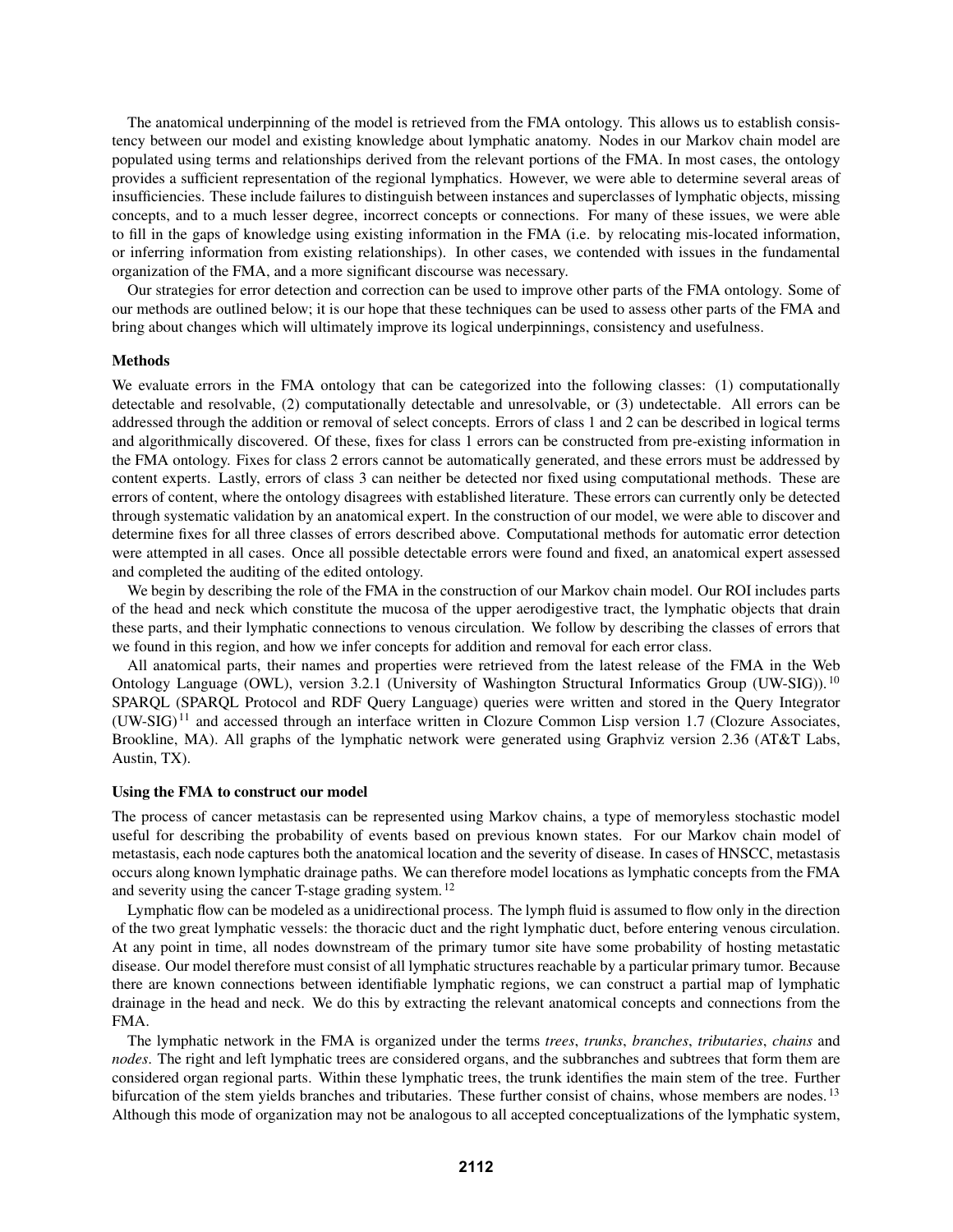The anatomical underpinning of the model is retrieved from the FMA ontology. This allows us to establish consistency between our model and existing knowledge about lymphatic anatomy. Nodes in our Markov chain model are populated using terms and relationships derived from the relevant portions of the FMA. In most cases, the ontology provides a sufficient representation of the regional lymphatics. However, we were able to determine several areas of insufficiencies. These include failures to distinguish between instances and superclasses of lymphatic objects, missing concepts, and to a much lesser degree, incorrect concepts or connections. For many of these issues, we were able to fill in the gaps of knowledge using existing information in the FMA (i.e. by relocating mis-located information, or inferring information from existing relationships). In other cases, we contended with issues in the fundamental organization of the FMA, and a more significant discourse was necessary.

Our strategies for error detection and correction can be used to improve other parts of the FMA ontology. Some of our methods are outlined below; it is our hope that these techniques can be used to assess other parts of the FMA and bring about changes which will ultimately improve its logical underpinnings, consistency and usefulness.

**Methods**

We evaluate errors in the FMA ontology that can be categorized into the following classes: (1) computationally detectable and resolvable, (2) computationally detectable and unresolvable, or (3) undetectable. All errors can be addressed through the addition or removal of select concepts. Errors of class 1 and 2 can be described in logical terms and algorithmically discovered. Of these, fixes for class 1 errors can be constructed from pre-existing information in the FMA ontology. Fixes for class 2 errors cannot be automatically generated, and these errors must be addressed by content experts. Lastly, errors of class 3 can neither be detected nor fixed using computational methods. These are errors of content, where the ontology disagrees with established literature. These errors can currently only be detected through systematic validation by an anatomical expert. In the construction of our model, we were able to discover and determine fixes for all three classes of errors described above. Computational methods for automatic error detection were attempted in all cases. Once all possible detectable errors were found and fixed, an anatomical expert assessed and completed the auditing of the edited ontology.

We begin by describing the role of the FMA in the construction of our Markov chain model. Our ROI includes parts of the head and neck which constitute the mucosa of the upper aerodigestive tract, the lymphatic objects that drain these parts, and their lymphatic connections to venous circulation. We follow by describing the classes of errors that we found in this region, and how we infer concepts for addition and removal for each error class.

All anatomical parts, their names and properties were retrieved from the latest release of the FMA in the Web Ontology Language (OWL), version 3.2.1 (University of Washington Structural Informatics Group (UW-SIG)).[10] SPARQL (SPARQL Protocol and RDF Query Language) queries were written and stored in the Query Integrator (UW-SIG)[11] and accessed through an interface written in Clozure Common Lisp version 1.7 (Clozure Associates, Brookline, MA). All graphs of the lymphatic network were generated using Graphviz version 2.36 (AT&T Labs, Austin, TX).

**Using the FMA to construct our model**

The process of cancer metastasis can be represented using Markov chains, a type of memoryless stochastic model useful for describing the probability of events based on previous known states. For our Markov chain model of metastasis, each node captures both the anatomical location and the severity of disease. In cases of HNSCC, metastasis occurs along known lymphatic drainage paths. We can therefore model locations as lymphatic concepts from the FMA and severity using the cancer T-stage grading system.[12]

Lymphatic flow can be modeled as a unidirectional process. The lymph fluid is assumed to flow only in the direction of the two great lymphatic vessels: the thoracic duct and the right lymphatic duct, before entering venous circulation. At any point in time, all nodes downstream of the primary tumor site have some probability of hosting metastatic disease. Our model therefore must consist of all lymphatic structures reachable by a particular primary tumor. Because there are known connections between identifiable lymphatic regions, we can construct a partial map of lymphatic drainage in the head and neck. We do this by extracting the relevant anatomical concepts and connections from the FMA.

The lymphatic network in the FMA is organized under the terms *trees*, *trunks*, *branches*, *tributaries*, *chains* and *nodes*. The right and left lymphatic trees are considered organs, and the subbranches and subtrees that form them are considered organ regional parts. Within these lymphatic trees, the trunk identifies the main stem of the tree. Further bifurcation of the stem yields branches and tributaries. These further consist of chains, whose members are nodes.[13] Although this mode of organization may not be analogous to all accepted conceptualizations of the lymphatic system,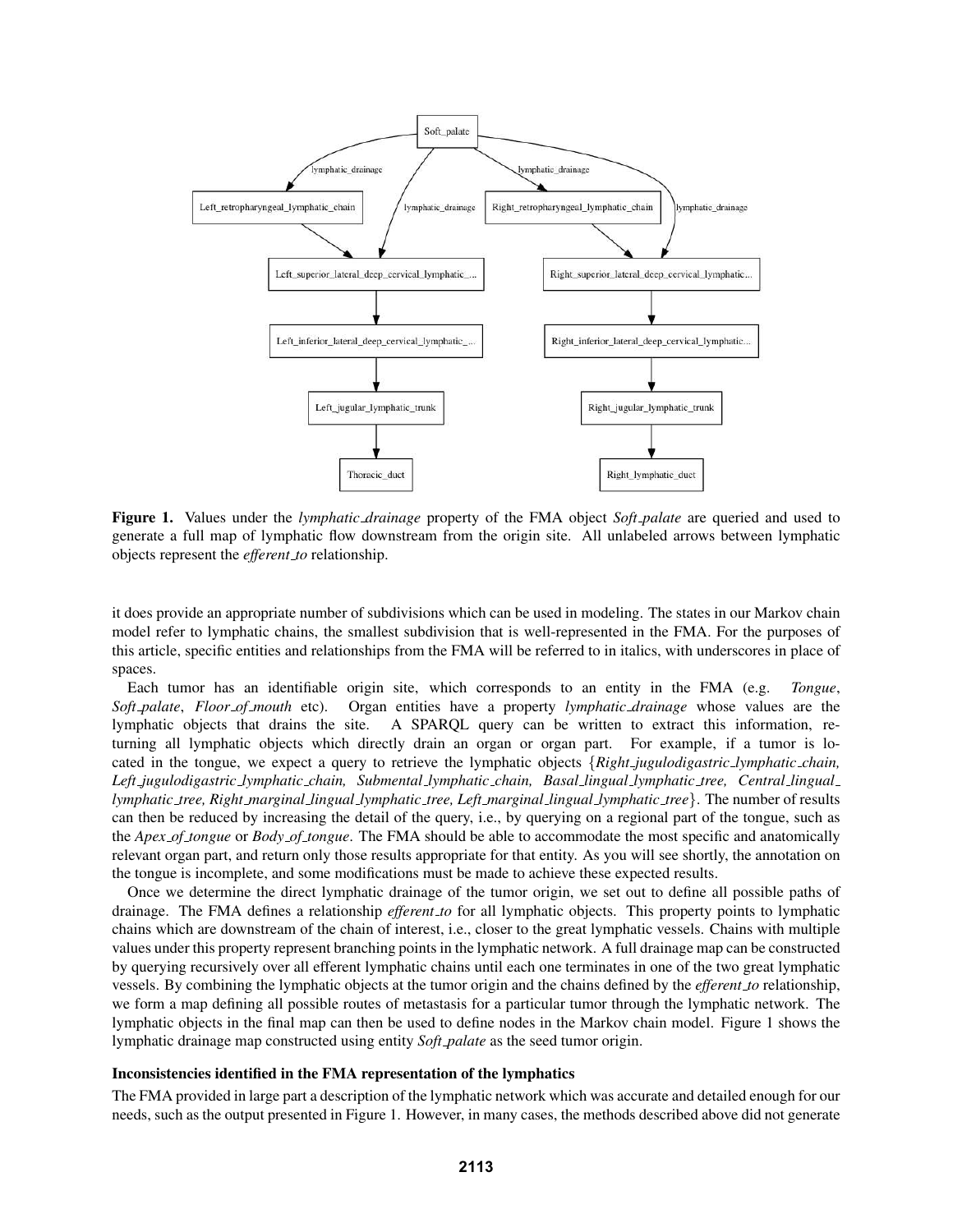**Figure 1.** Values under the *lymphatic_drainage* property of the FMA object *Soft_palate* are queried and used to generate a full map of lymphatic flow downstream from the origin site. All unlabeled arrows between lymphatic objects represent the *efferent_to* relationship.

it does provide an appropriate number of subdivisions which can be used in modeling. The states in our Markov chain model refer to lymphatic chains, the smallest subdivision that is well-represented in the FMA. For the purposes of this article, specific entities and relationships from the FMA will be referred to in italics, with underscores in place of spaces.

Each tumor has an identifiable origin site, which corresponds to an entity in the FMA (e.g. *Tongue*, *Soft_palate*, *Floor_of_mouth* etc). Organ entities have a property *lymphatic_drainage* whose values are the lymphatic objects that drains the site. A SPARQL query can be written to extract this information, returning all lymphatic objects which directly drain an organ or organ part. For example, if a tumor is located in the tongue, we expect a query to retrieve the lymphatic objects {*Right_jugulodigastric_lymphatic_chain, Left_jugulodigastric_lymphatic_chain, Submental_lymphatic_chain, Basal_lingual_lymphatic_tree, Central_lingual_lymphatic_tree, Right_marginal_lingual_lymphatic_tree, Left_marginal_lingual_lymphatic_tree*}. The number of results can then be reduced by increasing the detail of the query, i.e., by querying on a regional part of the tongue, such as the *Apex_of_tongue* or *Body_of_tongue*. The FMA should be able to accommodate the most specific and anatomically relevant organ part, and return only those results appropriate for that entity. As you will see shortly, the annotation on the tongue is incomplete, and some modifications must be made to achieve these expected results.

Once we determine the direct lymphatic drainage of the tumor origin, we set out to define all possible paths of drainage. The FMA defines a relationship *efferent_to* for all lymphatic objects. This property points to lymphatic chains which are downstream of the chain of interest, i.e., closer to the great lymphatic vessels. Chains with multiple values under this property represent branching points in the lymphatic network. A full drainage map can be constructed by querying recursively over all efferent lymphatic chains until each one terminates in one of the two great lymphatic vessels. By combining the lymphatic objects at the tumor origin and the chains defined by the *efferent_to* relationship, we form a map defining all possible routes of metastasis for a particular tumor through the lymphatic network. The lymphatic objects in the final map can then be used to define nodes in the Markov chain model. Figure 1 shows the lymphatic drainage map constructed using entity *Soft_palate* as the seed tumor origin.

### Inconsistencies identified in the FMA representation of the lymphatics

The FMA provided in large part a description of the lymphatic network which was accurate and detailed enough for our needs, such as the output presented in Figure 1. However, in many cases, the methods described above did not generate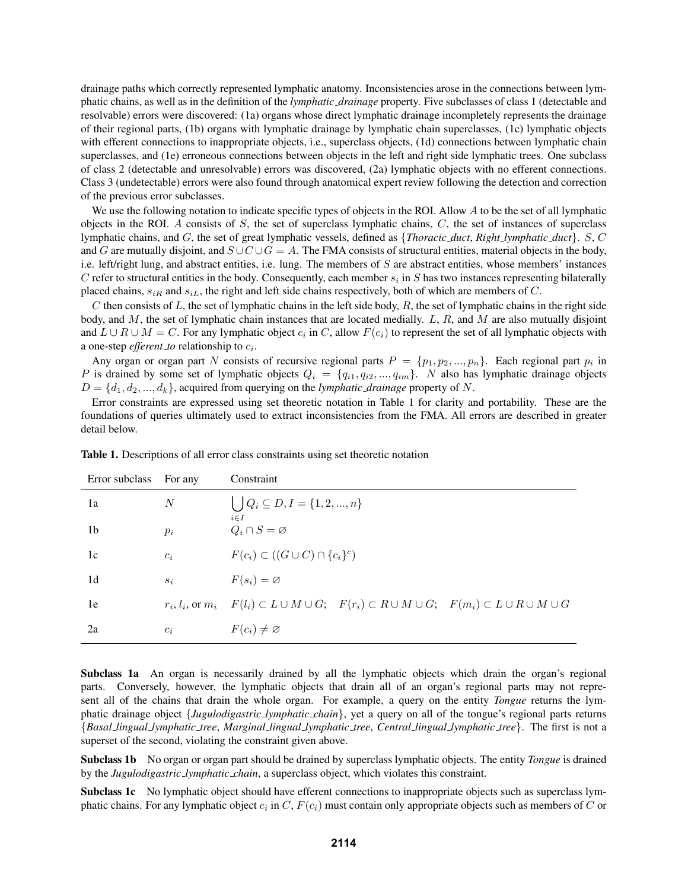drainage paths which correctly represented lymphatic anatomy. Inconsistencies arose in the connections between lymphatic chains, as well as in the definition of the *lymphatic_drainage* property. Five subclasses of class 1 (detectable and resolvable) errors were discovered: (1a) organs whose direct lymphatic drainage incompletely represents the drainage of their regional parts, (1b) organs with lymphatic drainage by lymphatic chain superclasses, (1c) lymphatic objects with efferent connections to inappropriate objects, i.e., superclass objects, (1d) connections between lymphatic chain superclasses, and (1e) erroneous connections between objects in the left and right side lymphatic trees. One subclass of class 2 (detectable and unresolvable) errors was discovered, (2a) lymphatic objects with no efferent connections. Class 3 (undetectable) errors were also found through anatomical expert review following the detection and correction of the previous error subclasses.

We use the following notation to indicate specific types of objects in the ROI. Allow $A$ to be the set of all lymphatic objects in the ROI. $A$ consists of $S$, the set of superclass lymphatic chains, $C$, the set of instances of superclass lymphatic chains, and $G$, the set of great lymphatic vessels, defined as {*Thoracic_duct*, *Right_lymphatic_duct*}. $S$, $C$ and $G$ are mutually disjoint, and $S \cup C \cup G = A$. The FMA consists of structural entities, material objects in the body, i.e. left/right lung, and abstract entities, i.e. lung. The members of $S$ are abstract entities, whose members' instances $C$ refer to structural entities in the body. Consequently, each member $s_i$ in $S$ has two instances representing bilaterally placed chains, $s_{iR}$ and $s_{iL}$, the right and left side chains respectively, both of which are members of $C$.

$C$ then consists of $L$, the set of lymphatic chains in the left side body, $R$, the set of lymphatic chains in the right side body, and $M$, the set of lymphatic chain instances that are located medially. $L$, $R$, and $M$ are also mutually disjoint and $L \cup R \cup M = C$. For any lymphatic object $c_i$ in $C$, allow $F(c_i)$ to represent the set of all lymphatic objects with a one-step *efferent_to* relationship to $c_i$.

Any organ or organ part $N$ consists of recursive regional parts $P = \{p_1, p_2, ..., p_n\}$. Each regional part $p_i$ in $P$ is drained by some set of lymphatic objects $Q_i = \{q_{i1}, q_{i2}, ..., q_{im}\}$. $N$ also has lymphatic drainage objects $D = \{d_1, d_2, ..., d_k\}$, acquired from querying on the *lymphatic_drainage* property of $N$.

Error constraints are expressed using set theoretic notation in Table 1 for clarity and portability. These are the foundations of queries ultimately used to extract inconsistencies from the FMA. All errors are described in greater detail below.

**Table 1.** Descriptions of all error class constraints using set theoretic notation

| Error subclass | For any | Constraint |
|---|---|---|
| 1a | $N$ | $\bigcup_{i \in I} Q_i \subseteq D, I = \{1, 2, ..., n\}$ |
| 1b | $p_i$ | $Q_i \cap S = \varnothing$ |
| 1c | $c_i$ | $F(c_i) \subset ((G \cup C) \cap \{c_i\}^c)$ |
| 1d | $s_i$ | $F(s_i) = \varnothing$ |
| 1e | $r_i$, $l_i$, or $m_i$ | $F(l_i) \subset L \cup M \cup G$; $F(r_i) \subset R \cup M \cup G$; $F(m_i) \subset L \cup R \cup M \cup G$ |
| 2a | $c_i$ | $F(c_i) \neq \varnothing$ |

**Subclass 1a** An organ is necessarily drained by all the lymphatic objects which drain the organ's regional parts. Conversely, however, the lymphatic objects that drain all of an organ's regional parts may not represent all of the chains that drain the whole organ. For example, a query on the entity *Tongue* returns the lymphatic drainage object {*Jugulodigastric_lymphatic_chain*}, yet a query on all of the tongue's regional parts returns {*Basal_lingual_lymphatic_tree*, *Marginal_lingual_lymphatic_tree*, *Central_lingual_lymphatic_tree*}. The first is not a superset of the second, violating the constraint given above.

**Subclass 1b** No organ or organ part should be drained by superclass lymphatic objects. The entity *Tongue* is drained by the *Jugulodigastric_lymphatic_chain*, a superclass object, which violates this constraint.

**Subclass 1c** No lymphatic object should have efferent connections to inappropriate objects such as superclass lymphatic chains. For any lymphatic object $c_i$ in $C$, $F(c_i)$ must contain only appropriate objects such as members of $C$ or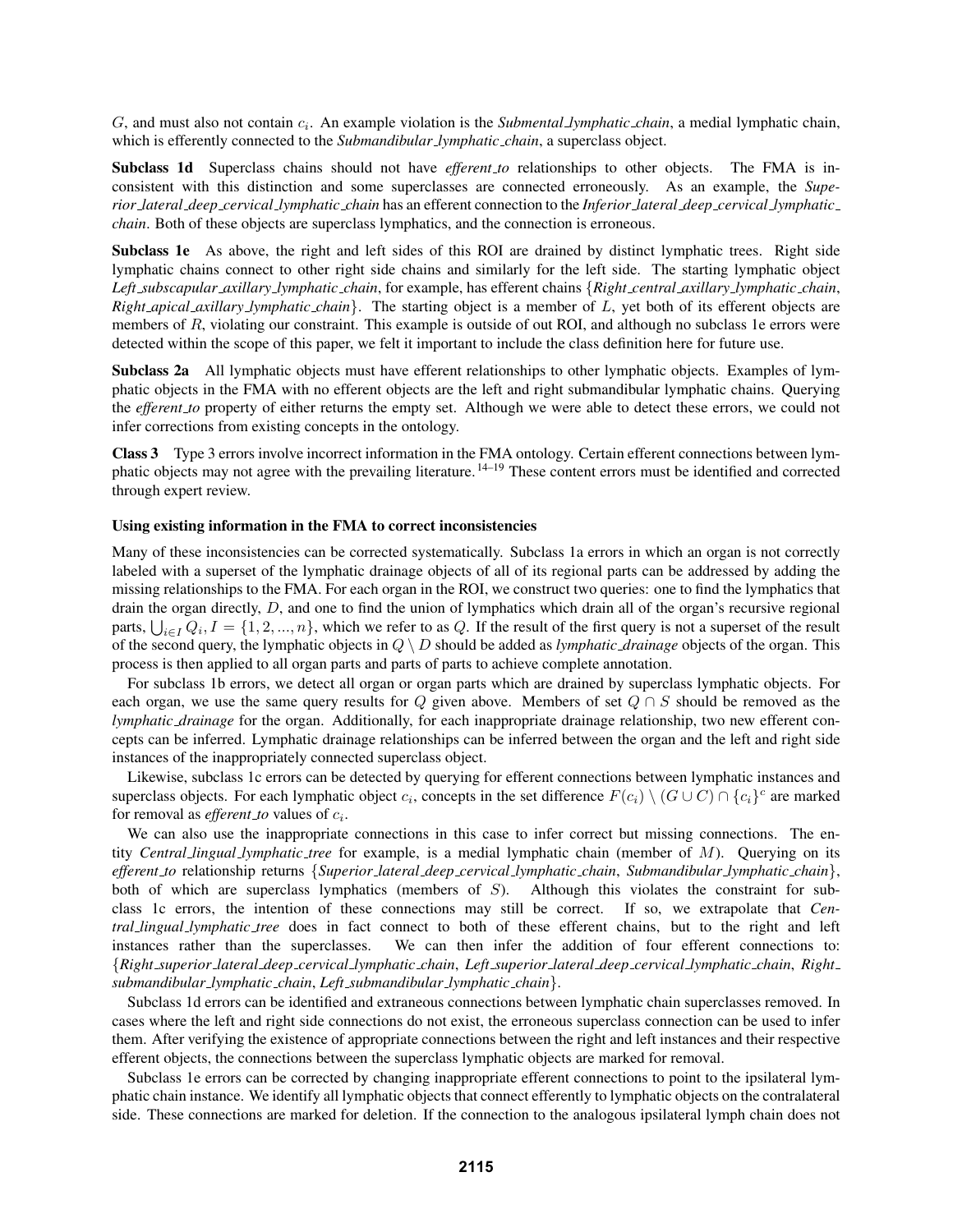$G$, and must also not contain $c_i$. An example violation is the *Submental_lymphatic_chain*, a medial lymphatic chain, which is efferently connected to the *Submandibular_lymphatic_chain*, a superclass object.

**Subclass 1d** Superclass chains should not have *efferent_to* relationships to other objects. The FMA is inconsistent with this distinction and some superclasses are connected erroneously. As an example, the *Superior_lateral_deep_cervical_lymphatic_chain* has an efferent connection to the *Inferior_lateral_deep_cervical_lymphatic_chain*. Both of these objects are superclass lymphatics, and the connection is erroneous.

**Subclass 1e** As above, the right and left sides of this ROI are drained by distinct lymphatic trees. Right side lymphatic chains connect to other right side chains and similarly for the left side. The starting lymphatic object *Left_subscapular_axillary_lymphatic_chain*, for example, has efferent chains {*Right_central_axillary_lymphatic_chain*, *Right_apical_axillary_lymphatic_chain*}. The starting object is a member of $L$, yet both of its efferent objects are members of $R$, violating our constraint. This example is outside of out ROI, and although no subclass 1e errors were detected within the scope of this paper, we felt it important to include the class definition here for future use.

**Subclass 2a** All lymphatic objects must have efferent relationships to other lymphatic objects. Examples of lymphatic objects in the FMA with no efferent objects are the left and right submandibular lymphatic chains. Querying the *efferent_to* property of either returns the empty set. Although we were able to detect these errors, we could not infer corrections from existing concepts in the ontology.

**Class 3** Type 3 errors involve incorrect information in the FMA ontology. Certain efferent connections between lymphatic objects may not agree with the prevailing literature.[14–19] These content errors must be identified and corrected through expert review.

#### Using existing information in the FMA to correct inconsistencies

Many of these inconsistencies can be corrected systematically. Subclass 1a errors in which an organ is not correctly labeled with a superset of the lymphatic drainage objects of all of its regional parts can be addressed by adding the missing relationships to the FMA. For each organ in the ROI, we construct two queries: one to find the lymphatics that drain the organ directly, $D$, and one to find the union of lymphatics which drain all of the organ's recursive regional parts, $\bigcup_{i \in I} Q_i, I = \{1, 2, ..., n\}$, which we refer to as $Q$. If the result of the first query is not a superset of the result of the second query, the lymphatic objects in $Q \setminus D$ should be added as *lymphatic_drainage* objects of the organ. This process is then applied to all organ parts and parts of parts to achieve complete annotation.

For subclass 1b errors, we detect all organ or organ parts which are drained by superclass lymphatic objects. For each organ, we use the same query results for $Q$ given above. Members of set $Q \cap S$ should be removed as the *lymphatic_drainage* for the organ. Additionally, for each inappropriate drainage relationship, two new efferent concepts can be inferred. Lymphatic drainage relationships can be inferred between the organ and the left and right side instances of the inappropriately connected superclass object.

Likewise, subclass 1c errors can be detected by querying for efferent connections between lymphatic instances and superclass objects. For each lymphatic object $c_i$, concepts in the set difference $F(c_i) \setminus (G \cup C) \cap \{c_i\}^c$ are marked for removal as *efferent_to* values of $c_i$.

We can also use the inappropriate connections in this case to infer correct but missing connections. The entity *Central_lingual_lymphatic_tree* for example, is a medial lymphatic chain (member of $M$). Querying on its *efferent_to* relationship returns {*Superior_lateral_deep_cervical_lymphatic_chain*, *Submandibular_lymphatic_chain*}, both of which are superclass lymphatics (members of $S$). Although this violates the constraint for subclass 1c errors, the intention of these connections may still be correct. If so, we extrapolate that *Central_lingual_lymphatic_tree* does in fact connect to both of these efferent chains, but to the right and left instances rather than the superclasses. We can then infer the addition of four efferent connections to: {*Right_superior_lateral_deep_cervical_lymphatic_chain*, *Left_superior_lateral_deep_cervical_lymphatic_chain*, *Right_submandibular_lymphatic_chain*, *Left_submandibular_lymphatic_chain*}.

Subclass 1d errors can be identified and extraneous connections between lymphatic chain superclasses removed. In cases where the left and right side connections do not exist, the erroneous superclass connection can be used to infer them. After verifying the existence of appropriate connections between the right and left instances and their respective efferent objects, the connections between the superclass lymphatic objects are marked for removal.

Subclass 1e errors can be corrected by changing inappropriate efferent connections to point to the ipsilateral lymphatic chain instance. We identify all lymphatic objects that connect efferently to lymphatic objects on the contralateral side. These connections are marked for deletion. If the connection to the analogous ipsilateral lymph chain does not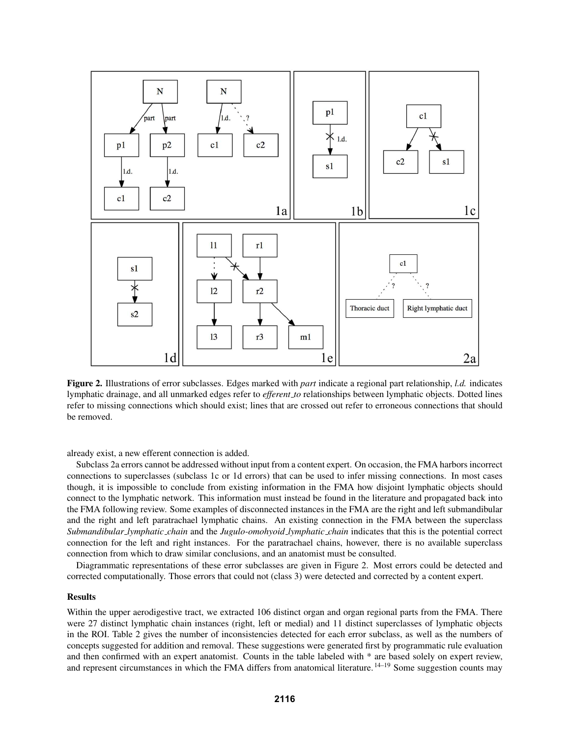**Figure 2.** Illustrations of error subclasses. Edges marked with *part* indicate a regional part relationship, *l.d.* indicates lymphatic drainage, and all unmarked edges refer to *efferent_to* relationships between lymphatic objects. Dotted lines refer to missing connections which should exist; lines that are crossed out refer to erroneous connections that should be removed.

already exist, a new efferent connection is added.

Subclass 2a errors cannot be addressed without input from a content expert. On occasion, the FMA harbors incorrect connections to superclasses (subclass 1c or 1d errors) that can be used to infer missing connections. In most cases though, it is impossible to conclude from existing information in the FMA how disjoint lymphatic objects should connect to the lymphatic network. This information must instead be found in the literature and propagated back into the FMA following review. Some examples of disconnected instances in the FMA are the right and left submandibular and the right and left paratrachael lymphatic chains. An existing connection in the FMA between the superclass *Submandibular_lymphatic_chain* and the *Jugulo-omohyoid_lymphatic_chain* indicates that this is the potential correct connection for the left and right instances. For the paratrachael chains, however, there is no available superclass connection from which to draw similar conclusions, and an anatomist must be consulted.

Diagrammatic representations of these error subclasses are given in Figure 2. Most errors could be detected and corrected computationally. Those errors that could not (class 3) were detected and corrected by a content expert.

## Results

Within the upper aerodigestive tract, we extracted 106 distinct organ and organ regional parts from the FMA. There were 27 distinct lymphatic chain instances (right, left or medial) and 11 distinct superclasses of lymphatic objects in the ROI. Table 2 gives the number of inconsistencies detected for each error subclass, as well as the numbers of concepts suggested for addition and removal. These suggestions were generated first by programmatic rule evaluation and then confirmed with an expert anatomist. Counts in the table labeled with * are based solely on expert review, and represent circumstances in which the FMA differs from anatomical literature.[14–19] Some suggestion counts may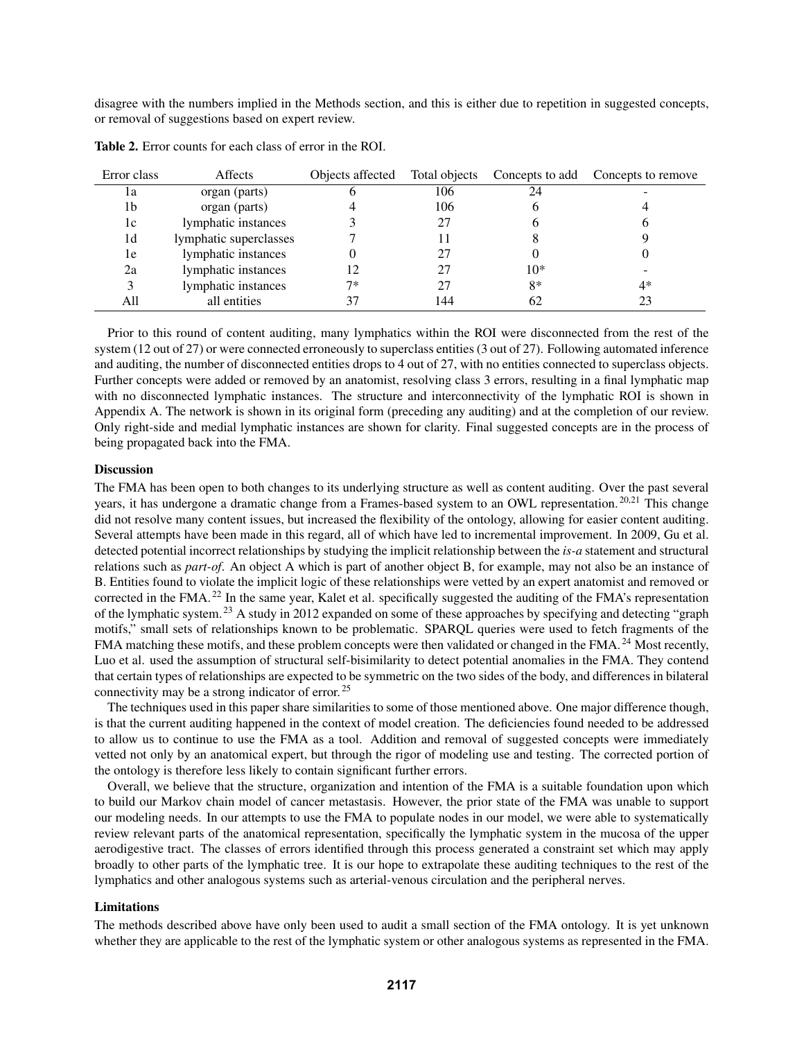disagree with the numbers implied in the Methods section, and this is either due to repetition in suggested concepts, or removal of suggestions based on expert review.

**Table 2.** Error counts for each class of error in the ROI.

| Error class | Affects | Objects affected | Total objects | Concepts to add | Concepts to remove |
|---|---|---|---|---|---|
| 1a | organ (parts) | 6 | 106 | 24 | - |
| 1b | organ (parts) | 4 | 106 | 6 | 4 |
| 1c | lymphatic instances | 3 | 27 | 6 | 6 |
| 1d | lymphatic superclasses | 7 | 11 | 8 | 9 |
| 1e | lymphatic instances | 0 | 27 | 0 | 0 |
| 2a | lymphatic instances | 12 | 27 | 10* | - |
| 3 | lymphatic instances | 7* | 27 | 8* | 4* |
| All | all entities | 37 | 144 | 62 | 23 |

Prior to this round of content auditing, many lymphatics within the ROI were disconnected from the rest of the system (12 out of 27) or were connected erroneously to superclass entities (3 out of 27). Following automated inference and auditing, the number of disconnected entities drops to 4 out of 27, with no entities connected to superclass objects. Further concepts were added or removed by an anatomist, resolving class 3 errors, resulting in a final lymphatic map with no disconnected lymphatic instances. The structure and interconnectivity of the lymphatic ROI is shown in Appendix A. The network is shown in its original form (preceding any auditing) and at the completion of our review. Only right-side and medial lymphatic instances are shown for clarity. Final suggested concepts are in the process of being propagated back into the FMA.

### Discussion

The FMA has been open to both changes to its underlying structure as well as content auditing. Over the past several years, it has undergone a dramatic change from a Frames-based system to an OWL representation.[20,21] This change did not resolve many content issues, but increased the flexibility of the ontology, allowing for easier content auditing. Several attempts have been made in this regard, all of which have led to incremental improvement. In 2009, Gu et al. detected potential incorrect relationships by studying the implicit relationship between the *is-a* statement and structural relations such as *part-of*. An object A which is part of another object B, for example, may not also be an instance of B. Entities found to violate the implicit logic of these relationships were vetted by an expert anatomist and removed or corrected in the FMA.[22] In the same year, Kalet et al. specifically suggested the auditing of the FMA's representation of the lymphatic system.[23] A study in 2012 expanded on some of these approaches by specifying and detecting "graph motifs," small sets of relationships known to be problematic. SPARQL queries were used to fetch fragments of the FMA matching these motifs, and these problem concepts were then validated or changed in the FMA.[24] Most recently, Luo et al. used the assumption of structural self-bisimilarity to detect potential anomalies in the FMA. They contend that certain types of relationships are expected to be symmetric on the two sides of the body, and differences in bilateral connectivity may be a strong indicator of error.[25]

The techniques used in this paper share similarities to some of those mentioned above. One major difference though, is that the current auditing happened in the context of model creation. The deficiencies found needed to be addressed to allow us to continue to use the FMA as a tool. Addition and removal of suggested concepts were immediately vetted not only by an anatomical expert, but through the rigor of modeling use and testing. The corrected portion of the ontology is therefore less likely to contain significant further errors.

Overall, we believe that the structure, organization and intention of the FMA is a suitable foundation upon which to build our Markov chain model of cancer metastasis. However, the prior state of the FMA was unable to support our modeling needs. In our attempts to use the FMA to populate nodes in our model, we were able to systematically review relevant parts of the anatomical representation, specifically the lymphatic system in the mucosa of the upper aerodigestive tract. The classes of errors identified through this process generated a constraint set which may apply broadly to other parts of the lymphatic tree. It is our hope to extrapolate these auditing techniques to the rest of the lymphatics and other analogous systems such as arterial-venous circulation and the peripheral nerves.

### Limitations

The methods described above have only been used to audit a small section of the FMA ontology. It is yet unknown whether they are applicable to the rest of the lymphatic system or other analogous systems as represented in the FMA.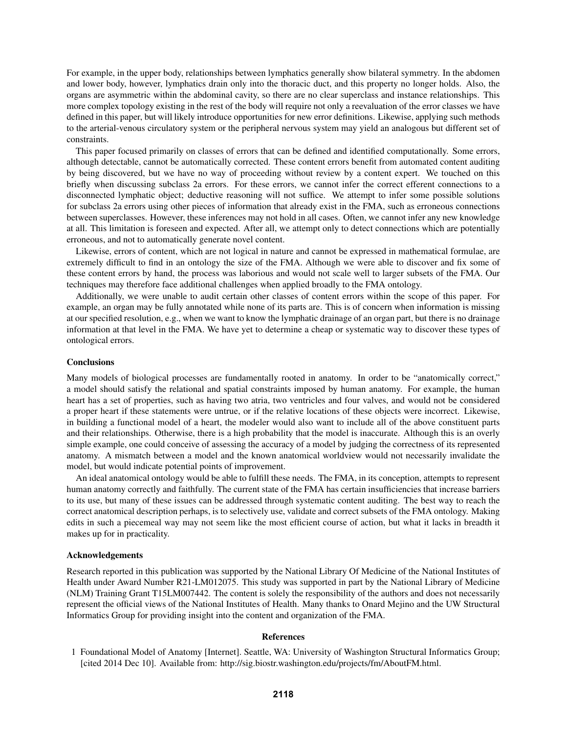For example, in the upper body, relationships between lymphatics generally show bilateral symmetry. In the abdomen and lower body, however, lymphatics drain only into the thoracic duct, and this property no longer holds. Also, the organs are asymmetric within the abdominal cavity, so there are no clear superclass and instance relationships. This more complex topology existing in the rest of the body will require not only a reevaluation of the error classes we have defined in this paper, but will likely introduce opportunities for new error definitions. Likewise, applying such methods to the arterial-venous circulatory system or the peripheral nervous system may yield an analogous but different set of constraints.

This paper focused primarily on classes of errors that can be defined and identified computationally. Some errors, although detectable, cannot be automatically corrected. These content errors benefit from automated content auditing by being discovered, but we have no way of proceeding without review by a content expert. We touched on this briefly when discussing subclass 2a errors. For these errors, we cannot infer the correct efferent connections to a disconnected lymphatic object; deductive reasoning will not suffice. We attempt to infer some possible solutions for subclass 2a errors using other pieces of information that already exist in the FMA, such as erroneous connections between superclasses. However, these inferences may not hold in all cases. Often, we cannot infer any new knowledge at all. This limitation is foreseen and expected. After all, we attempt only to detect connections which are potentially erroneous, and not to automatically generate novel content.

Likewise, errors of content, which are not logical in nature and cannot be expressed in mathematical formulae, are extremely difficult to find in an ontology the size of the FMA. Although we were able to discover and fix some of these content errors by hand, the process was laborious and would not scale well to larger subsets of the FMA. Our techniques may therefore face additional challenges when applied broadly to the FMA ontology.

Additionally, we were unable to audit certain other classes of content errors within the scope of this paper. For example, an organ may be fully annotated while none of its parts are. This is of concern when information is missing at our specified resolution, e.g., when we want to know the lymphatic drainage of an organ part, but there is no drainage information at that level in the FMA. We have yet to determine a cheap or systematic way to discover these types of ontological errors.

### Conclusions

Many models of biological processes are fundamentally rooted in anatomy. In order to be "anatomically correct," a model should satisfy the relational and spatial constraints imposed by human anatomy. For example, the human heart has a set of properties, such as having two atria, two ventricles and four valves, and would not be considered a proper heart if these statements were untrue, or if the relative locations of these objects were incorrect. Likewise, in building a functional model of a heart, the modeler would also want to include all of the above constituent parts and their relationships. Otherwise, there is a high probability that the model is inaccurate. Although this is an overly simple example, one could conceive of assessing the accuracy of a model by judging the correctness of its represented anatomy. A mismatch between a model and the known anatomical worldview would not necessarily invalidate the model, but would indicate potential points of improvement.

An ideal anatomical ontology would be able to fulfill these needs. The FMA, in its conception, attempts to represent human anatomy correctly and faithfully. The current state of the FMA has certain insufficiencies that increase barriers to its use, but many of these issues can be addressed through systematic content auditing. The best way to reach the correct anatomical description perhaps, is to selectively use, validate and correct subsets of the FMA ontology. Making edits in such a piecemeal way may not seem like the most efficient course of action, but what it lacks in breadth it makes up for in practicality.

### Acknowledgements

Research reported in this publication was supported by the National Library Of Medicine of the National Institutes of Health under Award Number R21-LM012075. This study was supported in part by the National Library of Medicine (NLM) Training Grant T15LM007442. The content is solely the responsibility of the authors and does not necessarily represent the official views of the National Institutes of Health. Many thanks to Onard Mejino and the UW Structural Informatics Group for providing insight into the content and organization of the FMA.

## References

1. Foundational Model of Anatomy [Internet]. Seattle, WA: University of Washington Structural Informatics Group; [cited 2014 Dec 10]. Available from: http://sig.biostr.washington.edu/projects/fm/AboutFM.html.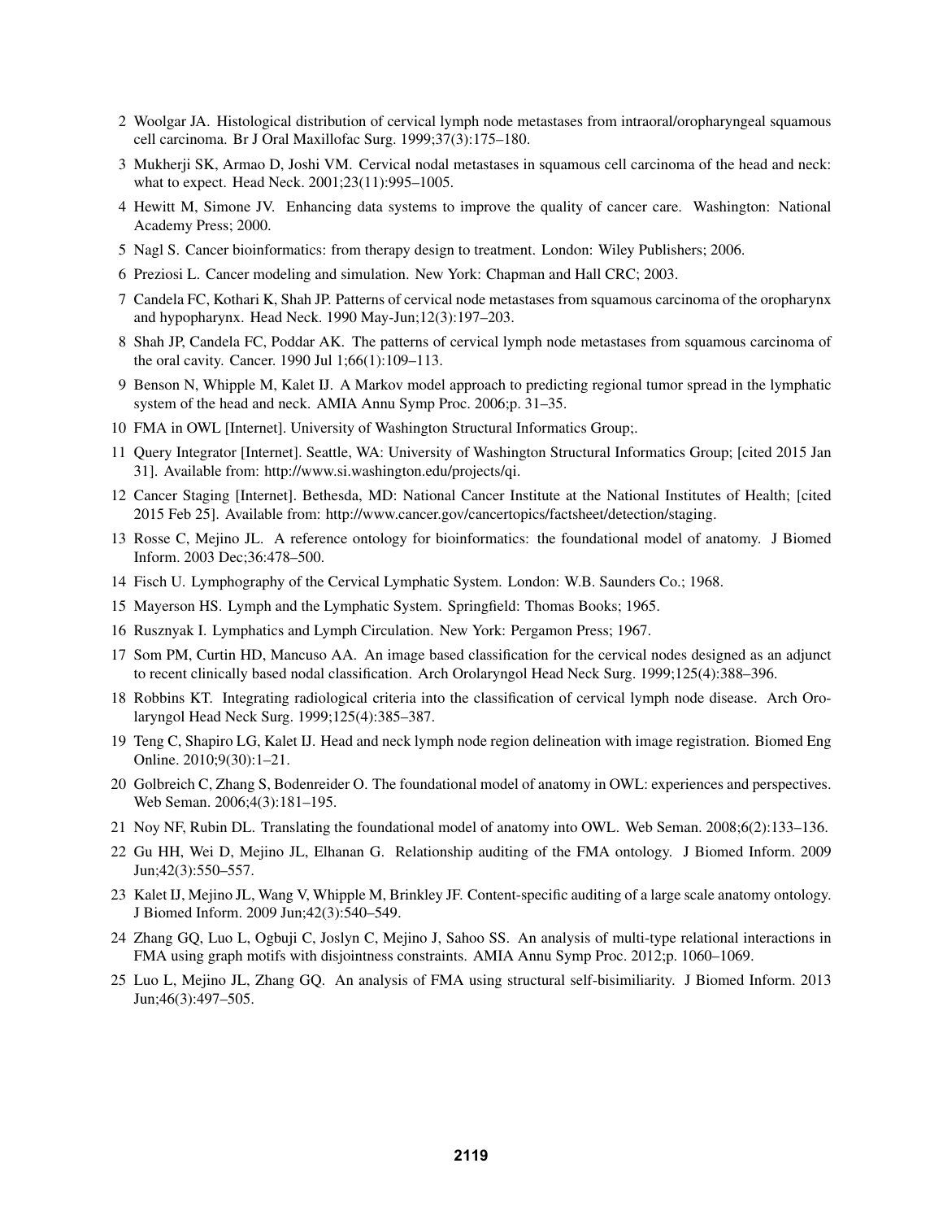2 Woolgar JA. Histological distribution of cervical lymph node metastases from intraoral/oropharyngeal squamous cell carcinoma. Br J Oral Maxillofac Surg. 1999;37(3):175–180.

3 Mukherji SK, Armao D, Joshi VM. Cervical nodal metastases in squamous cell carcinoma of the head and neck: what to expect. Head Neck. 2001;23(11):995–1005.

4 Hewitt M, Simone JV. Enhancing data systems to improve the quality of cancer care. Washington: National Academy Press; 2000.

5 Nagl S. Cancer bioinformatics: from therapy design to treatment. London: Wiley Publishers; 2006.

6 Preziosi L. Cancer modeling and simulation. New York: Chapman and Hall CRC; 2003.

7 Candela FC, Kothari K, Shah JP. Patterns of cervical node metastases from squamous carcinoma of the oropharynx and hypopharynx. Head Neck. 1990 May-Jun;12(3):197–203.

8 Shah JP, Candela FC, Poddar AK. The patterns of cervical lymph node metastases from squamous carcinoma of the oral cavity. Cancer. 1990 Jul 1;66(1):109–113.

9 Benson N, Whipple M, Kalet IJ. A Markov model approach to predicting regional tumor spread in the lymphatic system of the head and neck. AMIA Annu Symp Proc. 2006;p. 31–35.

10 FMA in OWL [Internet]. University of Washington Structural Informatics Group;.

11 Query Integrator [Internet]. Seattle, WA: University of Washington Structural Informatics Group; [cited 2015 Jan 31]. Available from: http://www.si.washington.edu/projects/qi.

12 Cancer Staging [Internet]. Bethesda, MD: National Cancer Institute at the National Institutes of Health; [cited 2015 Feb 25]. Available from: http://www.cancer.gov/cancertopics/factsheet/detection/staging.

13 Rosse C, Mejino JL. A reference ontology for bioinformatics: the foundational model of anatomy. J Biomed Inform. 2003 Dec;36:478–500.

14 Fisch U. Lymphography of the Cervical Lymphatic System. London: W.B. Saunders Co.; 1968.

15 Mayerson HS. Lymph and the Lymphatic System. Springfield: Thomas Books; 1965.

16 Rusznyak I. Lymphatics and Lymph Circulation. New York: Pergamon Press; 1967.

17 Som PM, Curtin HD, Mancuso AA. An image based classification for the cervical nodes designed as an adjunct to recent clinically based nodal classification. Arch Orolaryngol Head Neck Surg. 1999;125(4):388–396.

18 Robbins KT. Integrating radiological criteria into the classification of cervical lymph node disease. Arch Orolaryngol Head Neck Surg. 1999;125(4):385–387.

19 Teng C, Shapiro LG, Kalet IJ. Head and neck lymph node region delineation with image registration. Biomed Eng Online. 2010;9(30):1–21.

20 Golbreich C, Zhang S, Bodenreider O. The foundational model of anatomy in OWL: experiences and perspectives. Web Seman. 2006;4(3):181–195.

21 Noy NF, Rubin DL. Translating the foundational model of anatomy into OWL. Web Seman. 2008;6(2):133–136.

22 Gu HH, Wei D, Mejino JL, Elhanan G. Relationship auditing of the FMA ontology. J Biomed Inform. 2009 Jun;42(3):550–557.

23 Kalet IJ, Mejino JL, Wang V, Whipple M, Brinkley JF. Content-specific auditing of a large scale anatomy ontology. J Biomed Inform. 2009 Jun;42(3):540–549.

24 Zhang GQ, Luo L, Ogbuji C, Joslyn C, Mejino J, Sahoo SS. An analysis of multi-type relational interactions in FMA using graph motifs with disjointness constraints. AMIA Annu Symp Proc. 2012;p. 1060–1069.

25 Luo L, Mejino JL, Zhang GQ. An analysis of FMA using structural self-bisimiliarity. J Biomed Inform. 2013 Jun;46(3):497–505.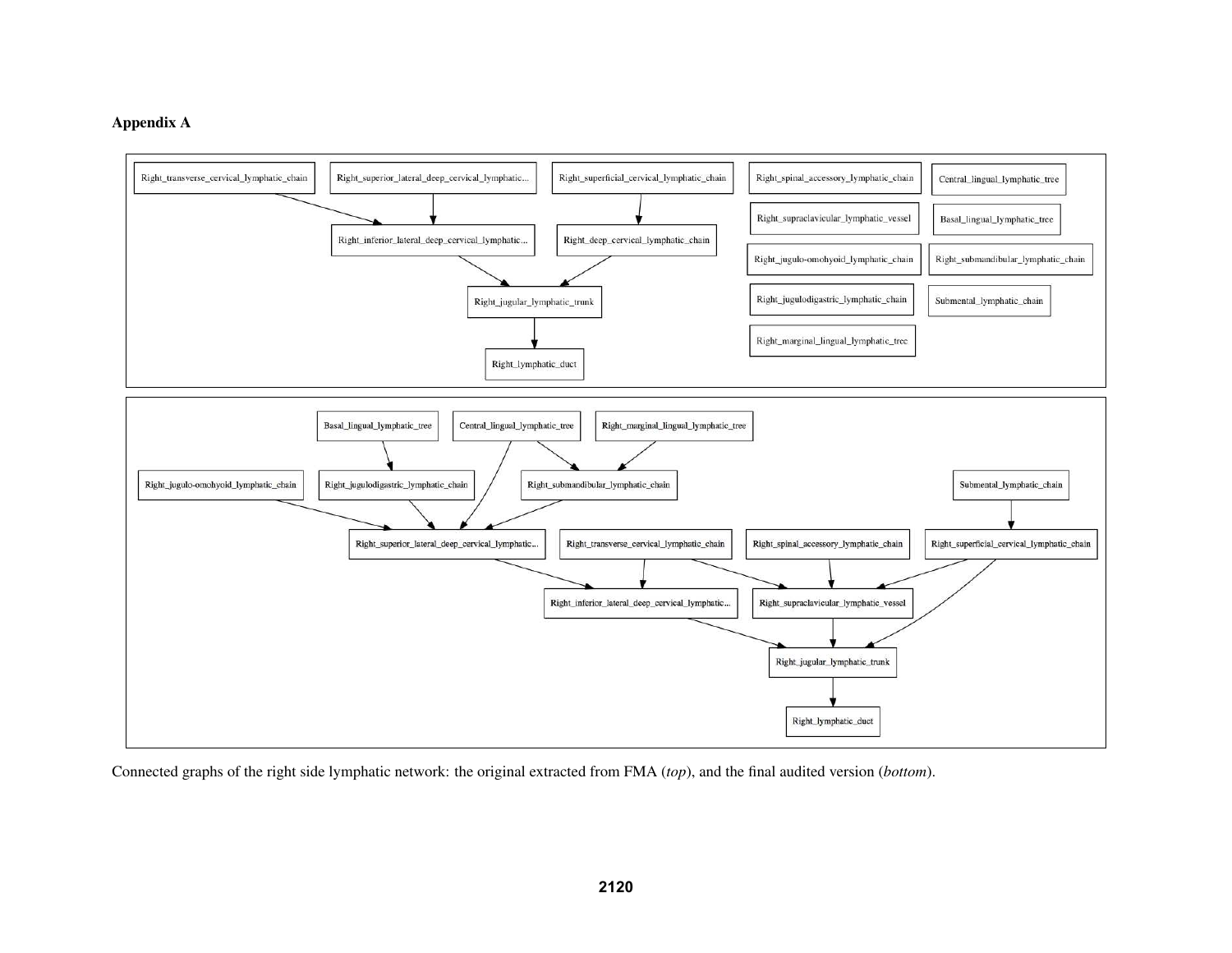**Appendix A**

Right_transverse_cervical_lymphatic_chain
Right_superior_lateral_deep_cervical_lymphatic...
Right_superficial_cervical_lymphatic_chain
Right_spinal_accessory_lymphatic_chain
Central_lingual_lymphatic_tree
Right_supraclavicular_lymphatic_vessel
Basal_lingual_lymphatic_tree
Right_inferior_lateral_deep_cervical_lymphatic...
Right_deep_cervical_lymphatic_chain
Right_jugulo-omohyoid_lymphatic_chain
Right_submandibular_lymphatic_chain
Right_jugulodigastric_lymphatic_chain
Submental_lymphatic_chain
Right_jugular_lymphatic_trunk
Right_marginal_lingual_lymphatic_tree
Right_lymphatic_duct

Basal_lingual_lymphatic_tree
Central_lingual_lymphatic_tree
Right_marginal_lingual_lymphatic_tree
Right_jugulo-omohyoid_lymphatic_chain
Right_jugulodigastric_lymphatic_chain
Right_submandibular_lymphatic_chain
Submental_lymphatic_chain
Right_superior_lateral_deep_cervical_lymphatic...
Right_transverse_cervical_lymphatic_chain
Right_spinal_accessory_lymphatic_chain
Right_superficial_cervical_lymphatic_chain
Right_inferior_lateral_deep_cervical_lymphatic...
Right_supraclavicular_lymphatic_vessel
Right_jugular_lymphatic_trunk
Right_lymphatic_duct

Connected graphs of the right side lymphatic network: the original extracted from FMA (*top*), and the final audited version (*bottom*).